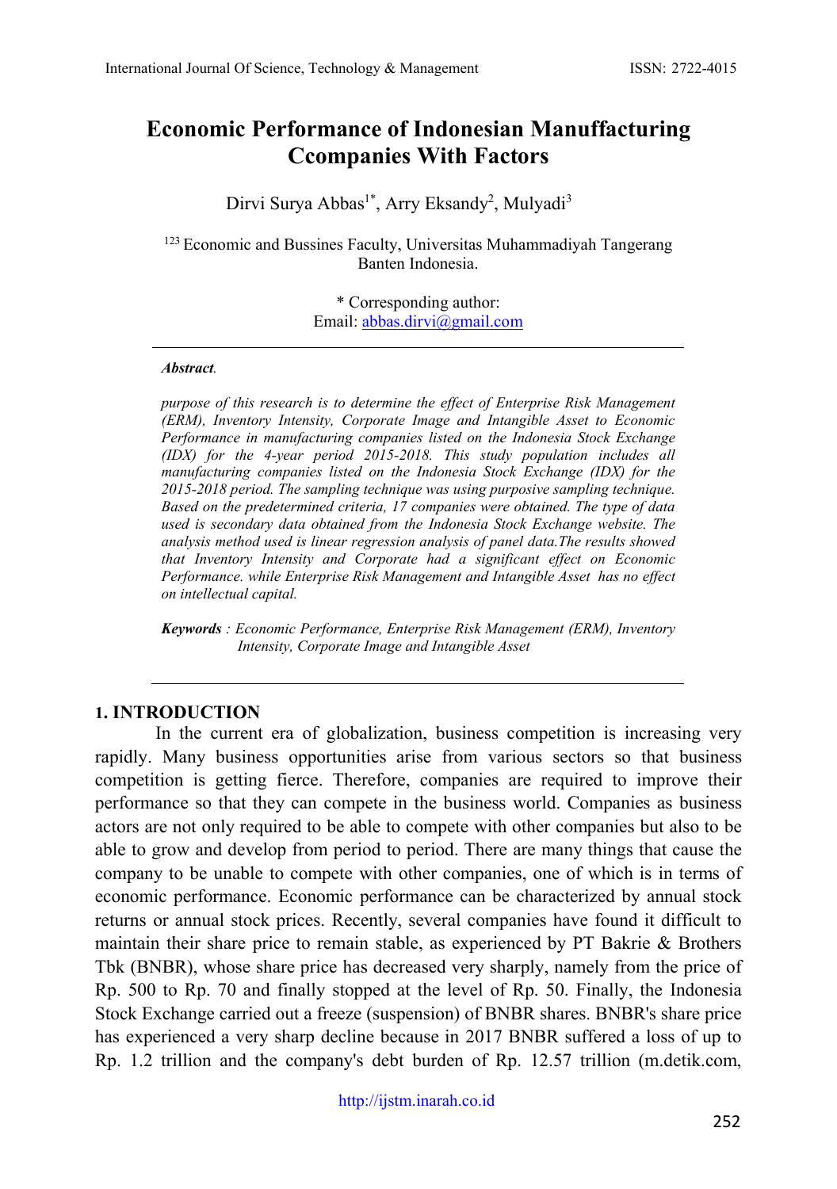# Economic Performance of Indonesian Manuffacturing Ccompanies With Factors

Dirvi Surya Abbas[1*], Arry Eksandy[2], Mulyadi[3]

[123] Economic and Bussines Faculty, Universitas Muhammadiyah Tangerang Banten Indonesia.

\* Corresponding author:
Email: abbas.dirvi@gmail.com

***Abstract**.*

*purpose of this research is to determine the effect of Enterprise Risk Management (ERM), Inventory Intensity, Corporate Image and Intangible Asset to Economic Performance in manufacturing companies listed on the Indonesia Stock Exchange (IDX) for the 4-year period 2015-2018. This study population includes all manufacturing companies listed on the Indonesia Stock Exchange (IDX) for the 2015-2018 period. The sampling technique was using purposive sampling technique. Based on the predetermined criteria, 17 companies were obtained. The type of data used is secondary data obtained from the Indonesia Stock Exchange website. The analysis method used is linear regression analysis of panel data.The results showed that Inventory Intensity and Corporate had a significant effect on Economic Performance. while Enterprise Risk Management and Intangible Asset has no effect on intellectual capital.*

***Keywords** : Economic Performance, Enterprise Risk Management (ERM), Inventory Intensity, Corporate Image and Intangible Asset*

## 1. INTRODUCTION

In the current era of globalization, business competition is increasing very rapidly. Many business opportunities arise from various sectors so that business competition is getting fierce. Therefore, companies are required to improve their performance so that they can compete in the business world. Companies as business actors are not only required to be able to compete with other companies but also to be able to grow and develop from period to period. There are many things that cause the company to be unable to compete with other companies, one of which is in terms of economic performance. Economic performance can be characterized by annual stock returns or annual stock prices. Recently, several companies have found it difficult to maintain their share price to remain stable, as experienced by PT Bakrie & Brothers Tbk (BNBR), whose share price has decreased very sharply, namely from the price of Rp. 500 to Rp. 70 and finally stopped at the level of Rp. 50. Finally, the Indonesia Stock Exchange carried out a freeze (suspension) of BNBR shares. BNBR's share price has experienced a very sharp decline because in 2017 BNBR suffered a loss of up to Rp. 1.2 trillion and the company's debt burden of Rp. 12.57 trillion (m.detik.com,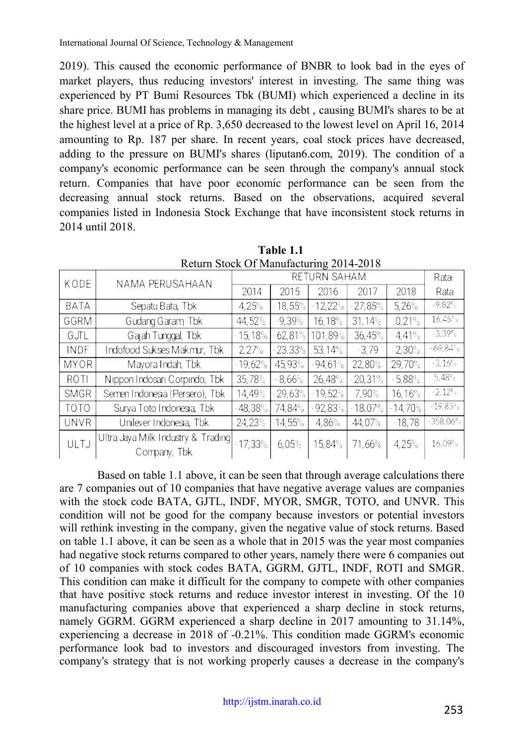2019). This caused the economic performance of BNBR to look bad in the eyes of market players, thus reducing investors' interest in investing. The same thing was experienced by PT Bumi Resources Tbk (BUMI) which experienced a decline in its share price. BUMI has problems in managing its debt , causing BUMI's shares to be at the highest level at a price of Rp. 3,650 decreased to the lowest level on April 16, 2014 amounting to Rp. 187 per share. In recent years, coal stock prices have decreased, adding to the pressure on BUMI's shares (liputan6.com, 2019). The condition of a company's economic performance can be seen through the company's annual stock return. Companies that have poor economic performance can be seen from the decreasing annual stock returns. Based on the observations, acquired several companies listed in Indonesia Stock Exchange that have inconsistent stock returns in 2014 until 2018.

**Table 1.1**
Return Stock Of Manufacturing 2014-2018

| KODE | NAMA PERUSAHAAN | RETURN SAHAM | | | | | Rata-Rata |
|---|---|---|---|---|---|---|---|
| | | 2014 | 2015 | 2016 | 2017 | 2018 | |
| BATA | Sepatu Bata, Tbk | 4,25% | -18,55% | -12,22% | -27,85% | 5,26% | -9,82% |
| GGRM | Gudang Garam, Tbk | 44,52% | -9,39% | 16,18% | 31,14% | -0,21% | 16,45% |
| GJTL | Gajah Tunggal, Tbk | -15,18% | -62,81% | 101,89% | -36,45% | -4,41% | -3,39% |
| INDF | Indofood Sukses Makmur, Tbk | 2,27% | -23,33% | 53,14% | -3,79 | -2,30% | -69,84% |
| MYOR | Mayora Indah, Tbk | -19,62% | 45,93% | -94,61% | 22,80% | 29,70% | -3,16% |
| ROTI | Nippon Indosari Corpindo, Tbk | 35,78% | -8,66% | 26,48% | -20,31% | -5,88% | 5,48% |
| SMGR | Semen Indonesia (Persero), Tbk | 14,49% | -29,63% | -19,52% | 7,90% | 16,16% | -2,12% |
| TOTO | Surya Toto Indonesia, Tbk | -48,38% | 74,84% | -92,83% | -18,07% | -14,70% | -19,83% |
| UNVR | Unilever Indonesia, Tbk | 24,23% | 14,55% | 4,86% | 44,07% | -18,78 | -358,06% |
| ULTJ | Ultra Jaya Milk Industry & Trading Company, Tbk | -17,33% | 6,05% | 15,84% | 71,66% | 4,25% | 16,09% |

Based on table 1.1 above, it can be seen that through average calculations there are 7 companies out of 10 companies that have negative average values are companies with the stock code BATA, GJTL, INDF, MYOR, SMGR, TOTO, and UNVR. This condition will not be good for the company because investors or potential investors will rethink investing in the company, given the negative value of stock returns. Based on table 1.1 above, it can be seen as a whole that in 2015 was the year most companies had negative stock returns compared to other years, namely there were 6 companies out of 10 companies with stock codes BATA, GGRM, GJTL, INDF, ROTI and SMGR. This condition can make it difficult for the company to compete with other companies that have positive stock returns and reduce investor interest in investing. Of the 10 manufacturing companies above that experienced a sharp decline in stock returns, namely GGRM. GGRM experienced a sharp decline in 2017 amounting to 31.14%, experiencing a decrease in 2018 of -0.21%. This condition made GGRM's economic performance look bad to investors and discouraged investors from investing. The company's strategy that is not working properly causes a decrease in the company's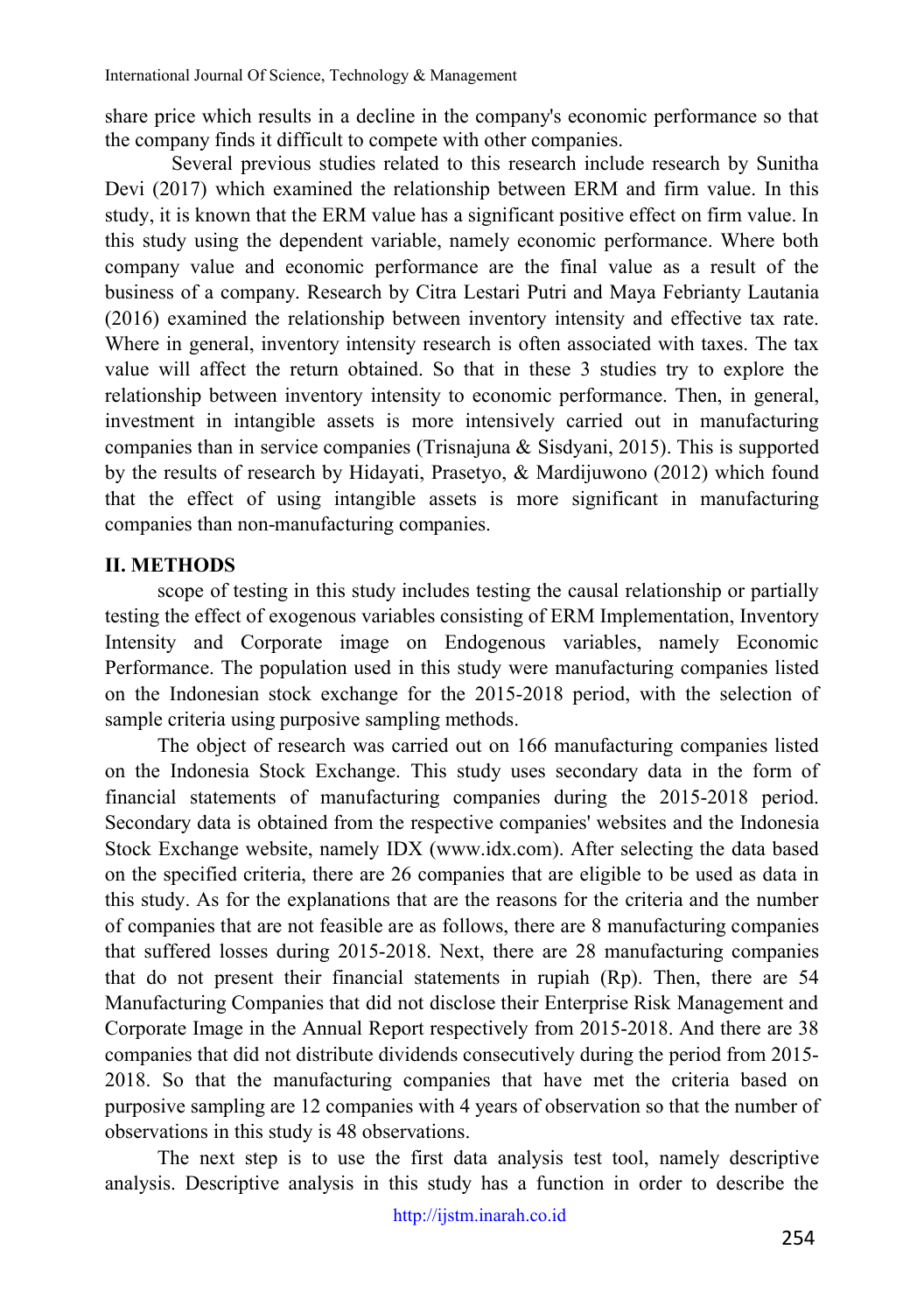share price which results in a decline in the company's economic performance so that the company finds it difficult to compete with other companies.

Several previous studies related to this research include research by Sunitha Devi (2017) which examined the relationship between ERM and firm value. In this study, it is known that the ERM value has a significant positive effect on firm value. In this study using the dependent variable, namely economic performance. Where both company value and economic performance are the final value as a result of the business of a company. Research by Citra Lestari Putri and Maya Febrianty Lautania (2016) examined the relationship between inventory intensity and effective tax rate. Where in general, inventory intensity research is often associated with taxes. The tax value will affect the return obtained. So that in these 3 studies try to explore the relationship between inventory intensity to economic performance. Then, in general, investment in intangible assets is more intensively carried out in manufacturing companies than in service companies (Trisnajuna & Sisdyani, 2015). This is supported by the results of research by Hidayati, Prasetyo, & Mardijuwono (2012) which found that the effect of using intangible assets is more significant in manufacturing companies than non-manufacturing companies.

## II. METHODS

scope of testing in this study includes testing the causal relationship or partially testing the effect of exogenous variables consisting of ERM Implementation, Inventory Intensity and Corporate image on Endogenous variables, namely Economic Performance. The population used in this study were manufacturing companies listed on the Indonesian stock exchange for the 2015-2018 period, with the selection of sample criteria using purposive sampling methods.

The object of research was carried out on 166 manufacturing companies listed on the Indonesia Stock Exchange. This study uses secondary data in the form of financial statements of manufacturing companies during the 2015-2018 period. Secondary data is obtained from the respective companies' websites and the Indonesia Stock Exchange website, namely IDX (www.idx.com). After selecting the data based on the specified criteria, there are 26 companies that are eligible to be used as data in this study. As for the explanations that are the reasons for the criteria and the number of companies that are not feasible are as follows, there are 8 manufacturing companies that suffered losses during 2015-2018. Next, there are 28 manufacturing companies that do not present their financial statements in rupiah (Rp). Then, there are 54 Manufacturing Companies that did not disclose their Enterprise Risk Management and Corporate Image in the Annual Report respectively from 2015-2018. And there are 38 companies that did not distribute dividends consecutively during the period from 2015-2018. So that the manufacturing companies that have met the criteria based on purposive sampling are 12 companies with 4 years of observation so that the number of observations in this study is 48 observations.

The next step is to use the first data analysis test tool, namely descriptive analysis. Descriptive analysis in this study has a function in order to describe the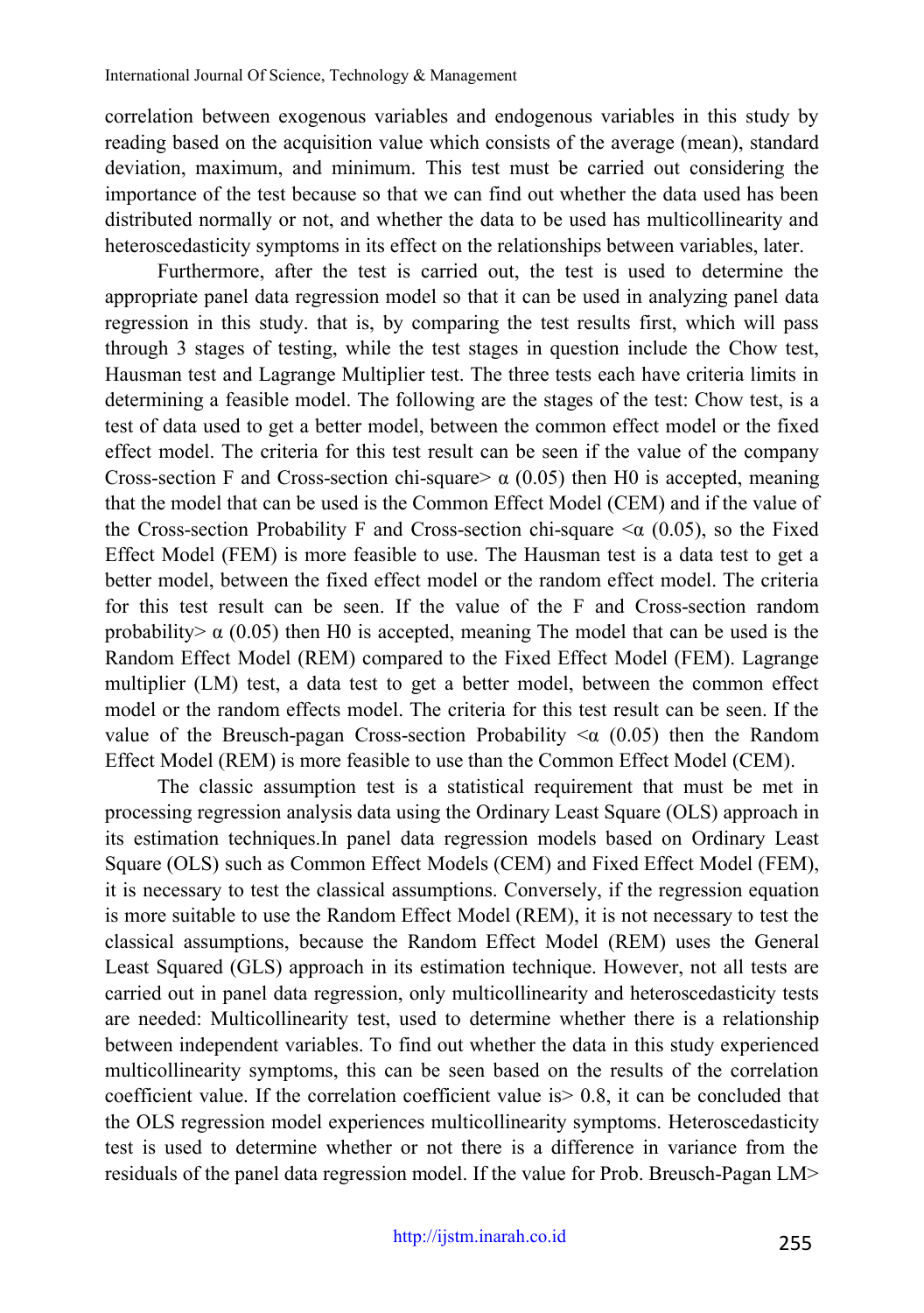correlation between exogenous variables and endogenous variables in this study by reading based on the acquisition value which consists of the average (mean), standard deviation, maximum, and minimum. This test must be carried out considering the importance of the test because so that we can find out whether the data used has been distributed normally or not, and whether the data to be used has multicollinearity and heteroscedasticity symptoms in its effect on the relationships between variables, later.

Furthermore, after the test is carried out, the test is used to determine the appropriate panel data regression model so that it can be used in analyzing panel data regression in this study. that is, by comparing the test results first, which will pass through 3 stages of testing, while the test stages in question include the Chow test, Hausman test and Lagrange Multiplier test. The three tests each have criteria limits in determining a feasible model. The following are the stages of the test: Chow test, is a test of data used to get a better model, between the common effect model or the fixed effect model. The criteria for this test result can be seen if the value of the company Cross-section F and Cross-section chi-square> $\alpha$ (0.05) then H0 is accepted, meaning that the model that can be used is the Common Effect Model (CEM) and if the value of the Cross-section Probability F and Cross-section chi-square <$\alpha$ (0.05), so the Fixed Effect Model (FEM) is more feasible to use. The Hausman test is a data test to get a better model, between the fixed effect model or the random effect model. The criteria for this test result can be seen. If the value of the F and Cross-section random probability> $\alpha$ (0.05) then H0 is accepted, meaning The model that can be used is the Random Effect Model (REM) compared to the Fixed Effect Model (FEM). Lagrange multiplier (LM) test, a data test to get a better model, between the common effect model or the random effects model. The criteria for this test result can be seen. If the value of the Breusch-pagan Cross-section Probability <$\alpha$ (0.05) then the Random Effect Model (REM) is more feasible to use than the Common Effect Model (CEM).

The classic assumption test is a statistical requirement that must be met in processing regression analysis data using the Ordinary Least Square (OLS) approach in its estimation techniques.In panel data regression models based on Ordinary Least Square (OLS) such as Common Effect Models (CEM) and Fixed Effect Model (FEM), it is necessary to test the classical assumptions. Conversely, if the regression equation is more suitable to use the Random Effect Model (REM), it is not necessary to test the classical assumptions, because the Random Effect Model (REM) uses the General Least Squared (GLS) approach in its estimation technique. However, not all tests are carried out in panel data regression, only multicollinearity and heteroscedasticity tests are needed: Multicollinearity test, used to determine whether there is a relationship between independent variables. To find out whether the data in this study experienced multicollinearity symptoms, this can be seen based on the results of the correlation coefficient value. If the correlation coefficient value is> 0.8, it can be concluded that the OLS regression model experiences multicollinearity symptoms. Heteroscedasticity test is used to determine whether or not there is a difference in variance from the residuals of the panel data regression model. If the value for Prob. Breusch-Pagan LM>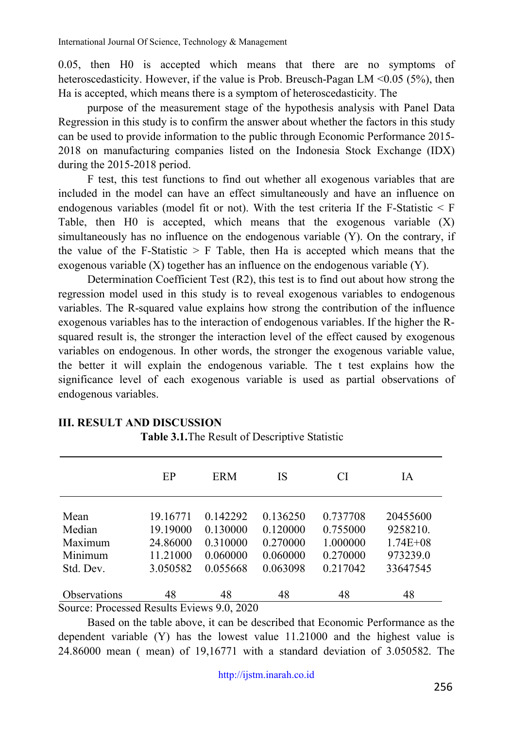0.05, then H0 is accepted which means that there are no symptoms of heteroscedasticity. However, if the value is Prob. Breusch-Pagan LM <0.05 (5%), then Ha is accepted, which means there is a symptom of heteroscedasticity. The

purpose of the measurement stage of the hypothesis analysis with Panel Data Regression in this study is to confirm the answer about whether the factors in this study can be used to provide information to the public through Economic Performance 2015-2018 on manufacturing companies listed on the Indonesia Stock Exchange (IDX) during the 2015-2018 period.

F test, this test functions to find out whether all exogenous variables that are included in the model can have an effect simultaneously and have an influence on endogenous variables (model fit or not). With the test criteria If the F-Statistic < F Table, then H0 is accepted, which means that the exogenous variable (X) simultaneously has no influence on the endogenous variable (Y). On the contrary, if the value of the F-Statistic > F Table, then Ha is accepted which means that the exogenous variable (X) together has an influence on the endogenous variable (Y).

Determination Coefficient Test (R2), this test is to find out about how strong the regression model used in this study is to reveal exogenous variables to endogenous variables. The R-squared value explains how strong the contribution of the influence exogenous variables has to the interaction of endogenous variables. If the higher the R-squared result is, the stronger the interaction level of the effect caused by exogenous variables on endogenous. In other words, the stronger the exogenous variable value, the better it will explain the endogenous variable. The t test explains how the significance level of each exogenous variable is used as partial observations of endogenous variables.

## III. RESULT AND DISCUSSION

**Table 3.1.** The Result of Descriptive Statistic

| | EP | ERM | IS | CI | IA |
|---|---|---|---|---|---|
| Mean | 19.16771 | 0.142292 | 0.136250 | 0.737708 | 20455600 |
| Median | 19.19000 | 0.130000 | 0.120000 | 0.755000 | 9258210. |
| Maximum | 24.86000 | 0.310000 | 0.270000 | 1.000000 | 1.74E+08 |
| Minimum | 11.21000 | 0.060000 | 0.060000 | 0.270000 | 973239.0 |
| Std. Dev. | 3.050582 | 0.055668 | 0.063098 | 0.217042 | 33647545 |
| Observations | 48 | 48 | 48 | 48 | 48 |

Source: Processed Results Eviews 9.0, 2020

Based on the table above, it can be described that Economic Performance as the dependent variable (Y) has the lowest value 11.21000 and the highest value is 24.86000 mean ( mean) of 19,16771 with a standard deviation of 3.050582. The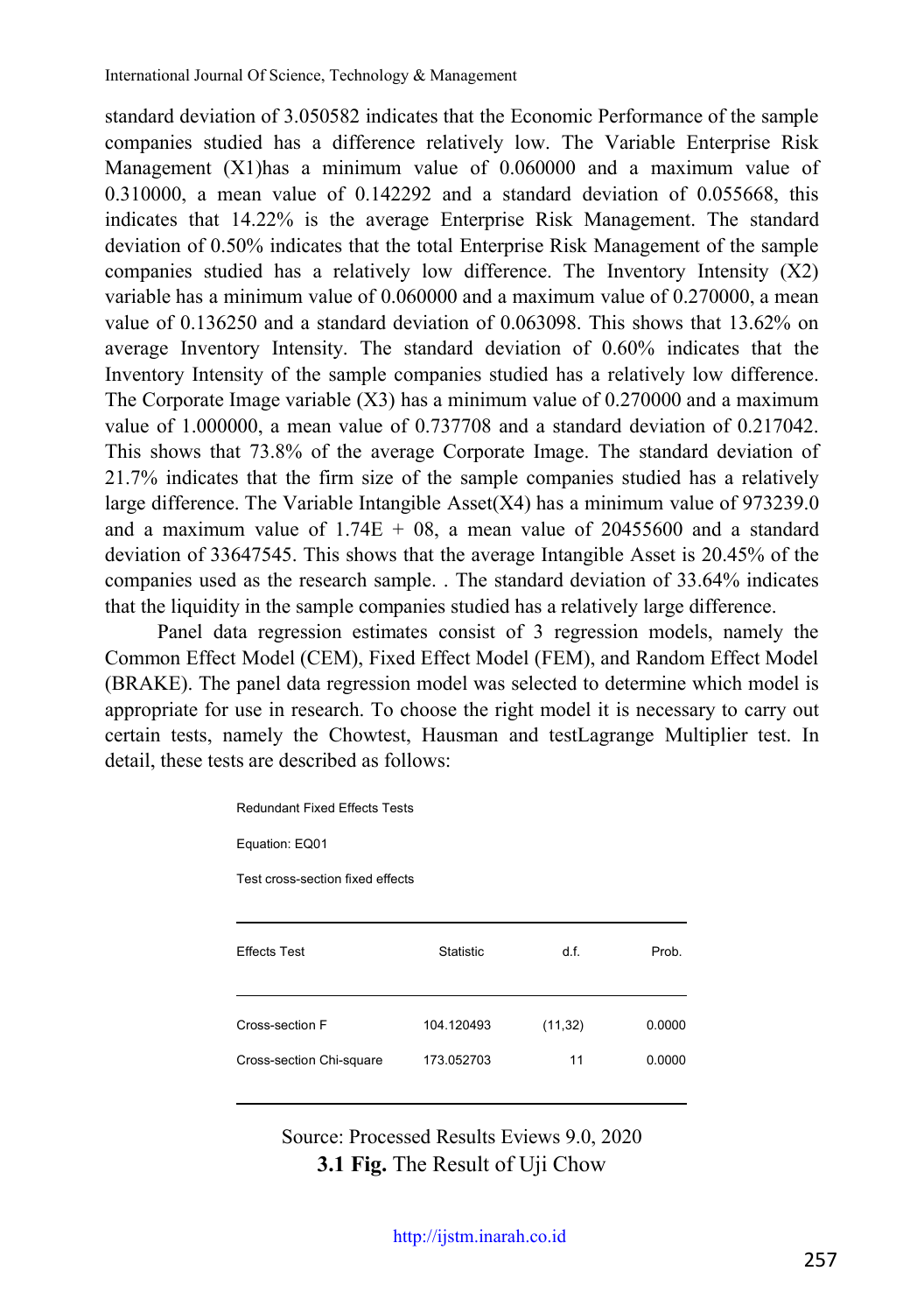standard deviation of 3.050582 indicates that the Economic Performance of the sample companies studied has a difference relatively low. The Variable Enterprise Risk Management (X1)has a minimum value of 0.060000 and a maximum value of 0.310000, a mean value of 0.142292 and a standard deviation of 0.055668, this indicates that 14.22% is the average Enterprise Risk Management. The standard deviation of 0.50% indicates that the total Enterprise Risk Management of the sample companies studied has a relatively low difference. The Inventory Intensity (X2) variable has a minimum value of 0.060000 and a maximum value of 0.270000, a mean value of 0.136250 and a standard deviation of 0.063098. This shows that 13.62% on average Inventory Intensity. The standard deviation of 0.60% indicates that the Inventory Intensity of the sample companies studied has a relatively low difference. The Corporate Image variable (X3) has a minimum value of 0.270000 and a maximum value of 1.000000, a mean value of 0.737708 and a standard deviation of 0.217042. This shows that 73.8% of the average Corporate Image. The standard deviation of 21.7% indicates that the firm size of the sample companies studied has a relatively large difference. The Variable Intangible Asset(X4) has a minimum value of 973239.0 and a maximum value of 1.74E + 08, a mean value of 20455600 and a standard deviation of 33647545. This shows that the average Intangible Asset is 20.45% of the companies used as the research sample. . The standard deviation of 33.64% indicates that the liquidity in the sample companies studied has a relatively large difference.

Panel data regression estimates consist of 3 regression models, namely the Common Effect Model (CEM), Fixed Effect Model (FEM), and Random Effect Model (BRAKE). The panel data regression model was selected to determine which model is appropriate for use in research. To choose the right model it is necessary to carry out certain tests, namely the Chowtest, Hausman and testLagrange Multiplier test. In detail, these tests are described as follows:

Redundant Fixed Effects Tests

Equation: EQ01

Test cross-section fixed effects

| Effects Test | Statistic | d.f. | Prob. |
|---|---|---|---|
| Cross-section F | 104.120493 | (11,32) | 0.0000 |
| Cross-section Chi-square | 173.052703 | 11 | 0.0000 |

Source: Processed Results Eviews 9.0, 2020

**3.1 Fig.** The Result of Uji Chow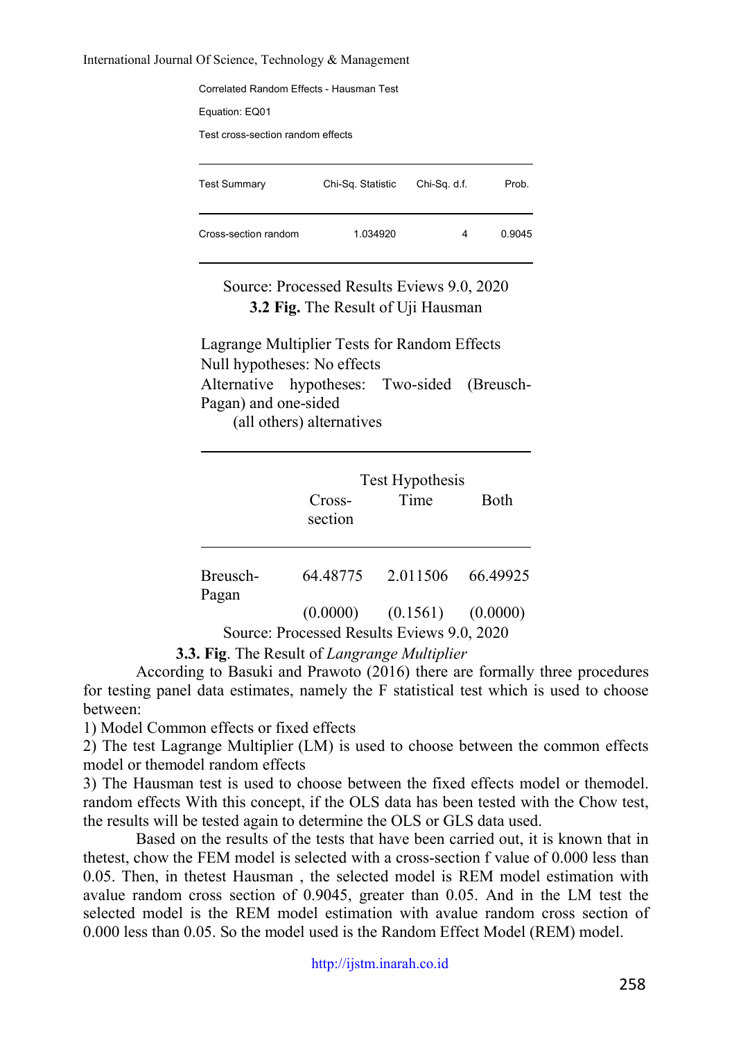Correlated Random Effects - Hausman Test

Equation: EQ01

Test cross-section random effects

| Test Summary | Chi-Sq. Statistic | Chi-Sq. d.f. | Prob. |
|---|---|---|---|
| Cross-section random | 1.034920 | 4 | 0.9045 |

Source: Processed Results Eviews 9.0, 2020

**3.2 Fig.** The Result of Uji Hausman

Lagrange Multiplier Tests for Random Effects
Null hypotheses: No effects
Alternative hypotheses: Two-sided (Breusch-Pagan) and one-sided
(all others) alternatives

| | Test Hypothesis | | |
|---|---|---|---|
| | Cross-section | Time | Both |
| Breusch-Pagan | 64.48775 | 2.011506 | 66.49925 |
| | (0.0000) | (0.1561) | (0.0000) |

Source: Processed Results Eviews 9.0, 2020

**3.3. Fig**. The Result of *Langrange Multiplier*

According to Basuki and Prawoto (2016) there are formally three procedures for testing panel data estimates, namely the F statistical test which is used to choose between:

1) Model Common effects or fixed effects
2) The test Lagrange Multiplier (LM) is used to choose between the common effects model or themodel random effects
3) The Hausman test is used to choose between the fixed effects model or themodel. random effects With this concept, if the OLS data has been tested with the Chow test, the results will be tested again to determine the OLS or GLS data used.

Based on the results of the tests that have been carried out, it is known that in thetest, chow the FEM model is selected with a cross-section f value of 0.000 less than 0.05. Then, in thetest Hausman , the selected model is REM model estimation with avalue random cross section of 0.9045, greater than 0.05. And in the LM test the selected model is the REM model estimation with avalue random cross section of 0.000 less than 0.05. So the model used is the Random Effect Model (REM) model.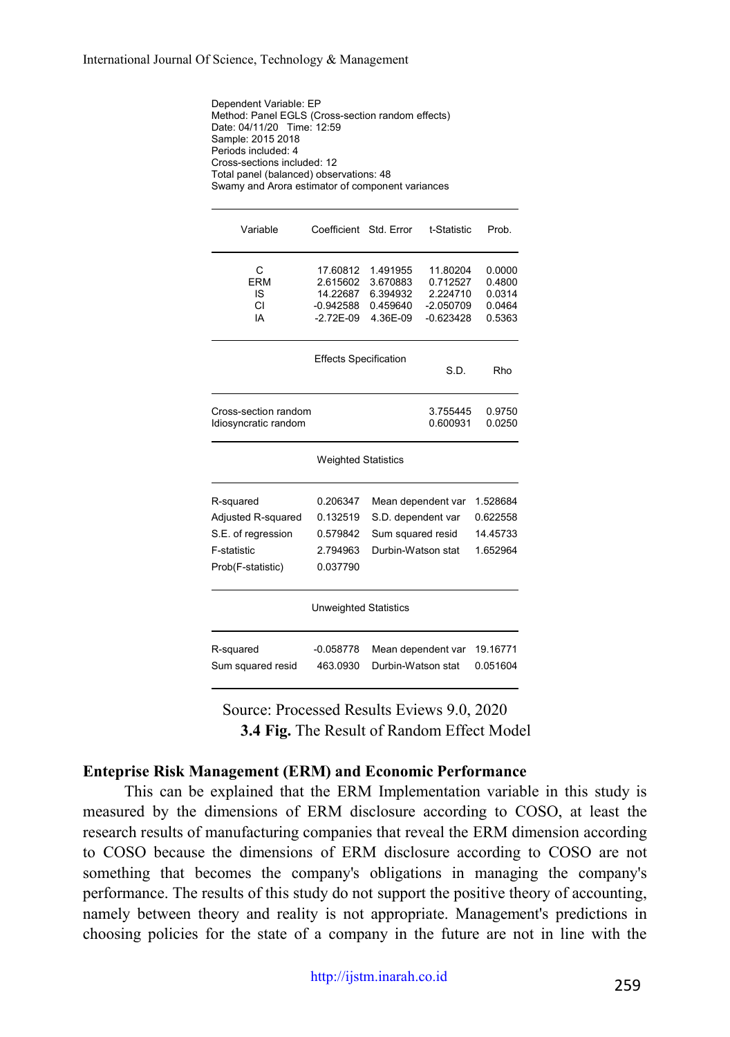Dependent Variable: EP
Method: Panel EGLS (Cross-section random effects)
Date: 04/11/20 Time: 12:59
Sample: 2015 2018
Periods included: 4
Cross-sections included: 12
Total panel (balanced) observations: 48
Swamy and Arora estimator of component variances

| Variable | Coefficient | Std. Error | t-Statistic | Prob. |
|---|---|---|---|---|
| C | 17.60812 | 1.491955 | 11.80204 | 0.0000 |
| ERM | 2.615602 | 3.670883 | 0.712527 | 0.4800 |
| IS | 14.22687 | 6.394932 | 2.224710 | 0.0314 |
| CI | -0.942588 | 0.459640 | -2.050709 | 0.0464 |
| IA | -2.72E-09 | 4.36E-09 | -0.623428 | 0.5363 |

| Effects Specification | S.D. | Rho |
|---|---|---|
| Cross-section random | 3.755445 | 0.9750 |
| Idiosyncratic random | 0.600931 | 0.0250 |

| Weighted Statistics | | | |
|---|---|---|---|
| R-squared | 0.206347 | Mean dependent var | 1.528684 |
| Adjusted R-squared | 0.132519 | S.D. dependent var | 0.622558 |
| S.E. of regression | 0.579842 | Sum squared resid | 14.45733 |
| F-statistic | 2.794963 | Durbin-Watson stat | 1.652964 |
| Prob(F-statistic) | 0.037790 | | |

| Unweighted Statistics | | | |
|---|---|---|---|
| R-squared | -0.058778 | Mean dependent var | 19.16771 |
| Sum squared resid | 463.0930 | Durbin-Watson stat | 0.051604 |

Source: Processed Results Eviews 9.0, 2020

**3.4 Fig.** The Result of Random Effect Model

### Enteprise Risk Management (ERM) and Economic Performance

This can be explained that the ERM Implementation variable in this study is measured by the dimensions of ERM disclosure according to COSO, at least the research results of manufacturing companies that reveal the ERM dimension according to COSO because the dimensions of ERM disclosure according to COSO are not something that becomes the company's obligations in managing the company's performance. The results of this study do not support the positive theory of accounting, namely between theory and reality is not appropriate. Management's predictions in choosing policies for the state of a company in the future are not in line with the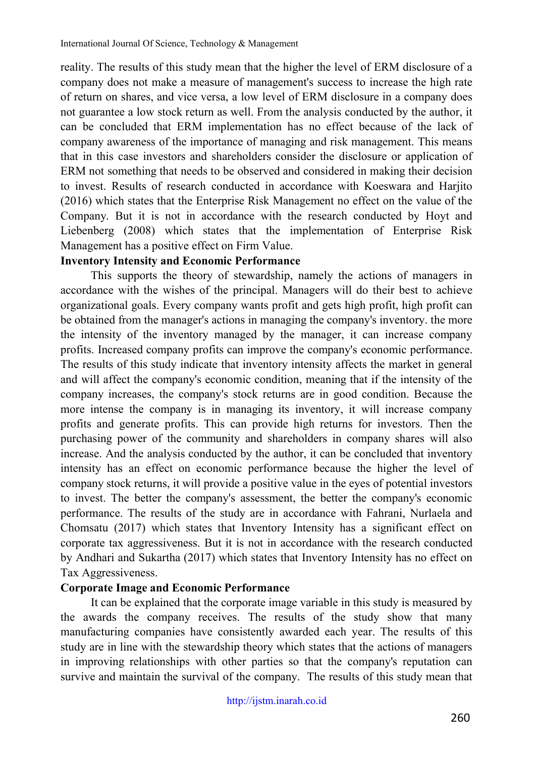reality. The results of this study mean that the higher the level of ERM disclosure of a company does not make a measure of management's success to increase the high rate of return on shares, and vice versa, a low level of ERM disclosure in a company does not guarantee a low stock return as well. From the analysis conducted by the author, it can be concluded that ERM implementation has no effect because of the lack of company awareness of the importance of managing and risk management. This means that in this case investors and shareholders consider the disclosure or application of ERM not something that needs to be observed and considered in making their decision to invest. Results of research conducted in accordance with Koeswara and Harjito (2016) which states that the Enterprise Risk Management no effect on the value of the Company. But it is not in accordance with the research conducted by Hoyt and Liebenberg (2008) which states that the implementation of Enterprise Risk Management has a positive effect on Firm Value.

**Inventory Intensity and Economic Performance**

This supports the theory of stewardship, namely the actions of managers in accordance with the wishes of the principal. Managers will do their best to achieve organizational goals. Every company wants profit and gets high profit, high profit can be obtained from the manager's actions in managing the company's inventory. the more the intensity of the inventory managed by the manager, it can increase company profits. Increased company profits can improve the company's economic performance. The results of this study indicate that inventory intensity affects the market in general and will affect the company's economic condition, meaning that if the intensity of the company increases, the company's stock returns are in good condition. Because the more intense the company is in managing its inventory, it will increase company profits and generate profits. This can provide high returns for investors. Then the purchasing power of the community and shareholders in company shares will also increase. And the analysis conducted by the author, it can be concluded that inventory intensity has an effect on economic performance because the higher the level of company stock returns, it will provide a positive value in the eyes of potential investors to invest. The better the company's assessment, the better the company's economic performance. The results of the study are in accordance with Fahrani, Nurlaela and Chomsatu (2017) which states that Inventory Intensity has a significant effect on corporate tax aggressiveness. But it is not in accordance with the research conducted by Andhari and Sukartha (2017) which states that Inventory Intensity has no effect on Tax Aggressiveness.

**Corporate Image and Economic Performance**

It can be explained that the corporate image variable in this study is measured by the awards the company receives. The results of the study show that many manufacturing companies have consistently awarded each year. The results of this study are in line with the stewardship theory which states that the actions of managers in improving relationships with other parties so that the company's reputation can survive and maintain the survival of the company. The results of this study mean that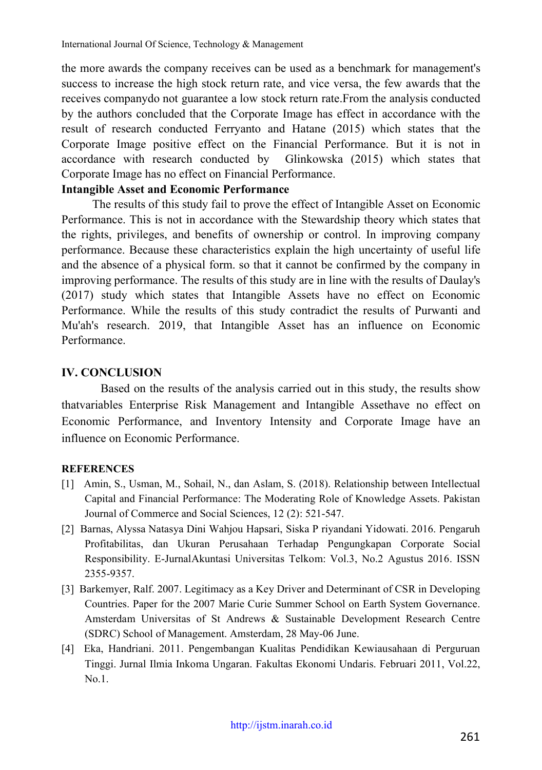the more awards the company receives can be used as a benchmark for management's success to increase the high stock return rate, and vice versa, the few awards that the receives companydo not guarantee a low stock return rate.From the analysis conducted by the authors concluded that the Corporate Image has effect in accordance with the result of research conducted Ferryanto and Hatane (2015) which states that the Corporate Image positive effect on the Financial Performance. But it is not in accordance with research conducted by Glinkowska (2015) which states that Corporate Image has no effect on Financial Performance.

**Intangible Asset and Economic Performance**

The results of this study fail to prove the effect of Intangible Asset on Economic Performance. This is not in accordance with the Stewardship theory which states that the rights, privileges, and benefits of ownership or control. In improving company performance. Because these characteristics explain the high uncertainty of useful life and the absence of a physical form. so that it cannot be confirmed by the company in improving performance. The results of this study are in line with the results of Daulay's (2017) study which states that Intangible Assets have no effect on Economic Performance. While the results of this study contradict the results of Purwanti and Mu'ah's research. 2019, that Intangible Asset has an influence on Economic Performance.

## IV. CONCLUSION

Based on the results of the analysis carried out in this study, the results show thatvariables Enterprise Risk Management and Intangible Assethave no effect on Economic Performance, and Inventory Intensity and Corporate Image have an influence on Economic Performance.

## REFERENCES

[1] Amin, S., Usman, M., Sohail, N., dan Aslam, S. (2018). Relationship between Intellectual Capital and Financial Performance: The Moderating Role of Knowledge Assets. Pakistan Journal of Commerce and Social Sciences, 12 (2): 521-547.

[2] Barnas, Alyssa Natasya Dini Wahjou Hapsari, Siska P riyandani Yidowati. 2016. Pengaruh Profitabilitas, dan Ukuran Perusahaan Terhadap Pengungkapan Corporate Social Responsibility. E-JurnalAkuntasi Universitas Telkom: Vol.3, No.2 Agustus 2016. ISSN 2355-9357.

[3] Barkemyer, Ralf. 2007. Legitimacy as a Key Driver and Determinant of CSR in Developing Countries. Paper for the 2007 Marie Curie Summer School on Earth System Governance. Amsterdam Universitas of St Andrews & Sustainable Development Research Centre (SDRC) School of Management. Amsterdam, 28 May-06 June.

[4] Eka, Handriani. 2011. Pengembangan Kualitas Pendidikan Kewiausahaan di Perguruan Tinggi. Jurnal Ilmia Inkoma Ungaran. Fakultas Ekonomi Undaris. Februari 2011, Vol.22, No.1.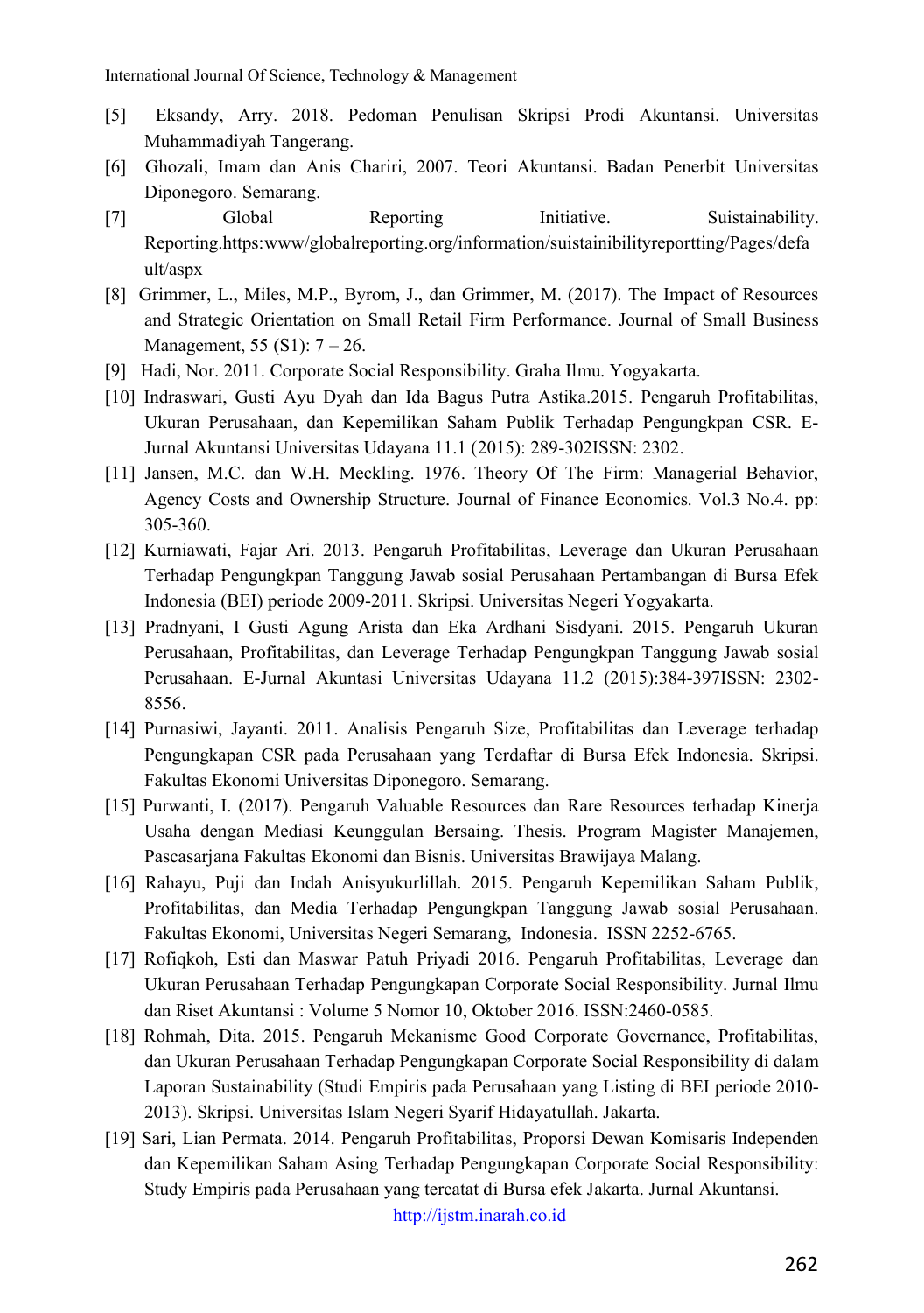[5] Eksandy, Arry. 2018. Pedoman Penulisan Skripsi Prodi Akuntansi. Universitas Muhammadiyah Tangerang.

[6] Ghozali, Imam dan Anis Chariri, 2007. Teori Akuntansi. Badan Penerbit Universitas Diponegoro. Semarang.

[7] Global Reporting Initiative. Suistainability. Reporting.https:www/globalreporting.org/information/suistainibilityreportting/Pages/default/aspx

[8] Grimmer, L., Miles, M.P., Byrom, J., dan Grimmer, M. (2017). The Impact of Resources and Strategic Orientation on Small Retail Firm Performance. Journal of Small Business Management, 55 (S1): 7 – 26.

[9] Hadi, Nor. 2011. Corporate Social Responsibility. Graha Ilmu. Yogyakarta.

[10] Indraswari, Gusti Ayu Dyah dan Ida Bagus Putra Astika.2015. Pengaruh Profitabilitas, Ukuran Perusahaan, dan Kepemilikan Saham Publik Terhadap Pengungkpan CSR. E-Jurnal Akuntansi Universitas Udayana 11.1 (2015): 289-302ISSN: 2302.

[11] Jansen, M.C. dan W.H. Meckling. 1976. Theory Of The Firm: Managerial Behavior, Agency Costs and Ownership Structure. Journal of Finance Economics. Vol.3 No.4. pp: 305-360.

[12] Kurniawati, Fajar Ari. 2013. Pengaruh Profitabilitas, Leverage dan Ukuran Perusahaan Terhadap Pengungkpan Tanggung Jawab sosial Perusahaan Pertambangan di Bursa Efek Indonesia (BEI) periode 2009-2011. Skripsi. Universitas Negeri Yogyakarta.

[13] Pradnyani, I Gusti Agung Arista dan Eka Ardhani Sisdyani. 2015. Pengaruh Ukuran Perusahaan, Profitabilitas, dan Leverage Terhadap Pengungkpan Tanggung Jawab sosial Perusahaan. E-Jurnal Akuntasi Universitas Udayana 11.2 (2015):384-397ISSN: 2302-8556.

[14] Purnasiwi, Jayanti. 2011. Analisis Pengaruh Size, Profitabilitas dan Leverage terhadap Pengungkapan CSR pada Perusahaan yang Terdaftar di Bursa Efek Indonesia. Skripsi. Fakultas Ekonomi Universitas Diponegoro. Semarang.

[15] Purwanti, I. (2017). Pengaruh Valuable Resources dan Rare Resources terhadap Kinerja Usaha dengan Mediasi Keunggulan Bersaing. Thesis. Program Magister Manajemen, Pascasarjana Fakultas Ekonomi dan Bisnis. Universitas Brawijaya Malang.

[16] Rahayu, Puji dan Indah Anisyukurlillah. 2015. Pengaruh Kepemilikan Saham Publik, Profitabilitas, dan Media Terhadap Pengungkpan Tanggung Jawab sosial Perusahaan. Fakultas Ekonomi, Universitas Negeri Semarang, Indonesia. ISSN 2252-6765.

[17] Rofiqkoh, Esti dan Maswar Patuh Priyadi 2016. Pengaruh Profitabilitas, Leverage dan Ukuran Perusahaan Terhadap Pengungkapan Corporate Social Responsibility. Jurnal Ilmu dan Riset Akuntansi : Volume 5 Nomor 10, Oktober 2016. ISSN:2460-0585.

[18] Rohmah, Dita. 2015. Pengaruh Mekanisme Good Corporate Governance, Profitabilitas, dan Ukuran Perusahaan Terhadap Pengungkapan Corporate Social Responsibility di dalam Laporan Sustainability (Studi Empiris pada Perusahaan yang Listing di BEI periode 2010-2013). Skripsi. Universitas Islam Negeri Syarif Hidayatullah. Jakarta.

[19] Sari, Lian Permata. 2014. Pengaruh Profitabilitas, Proporsi Dewan Komisaris Independen dan Kepemilikan Saham Asing Terhadap Pengungkapan Corporate Social Responsibility: Study Empiris pada Perusahaan yang tercatat di Bursa efek Jakarta. Jurnal Akuntansi.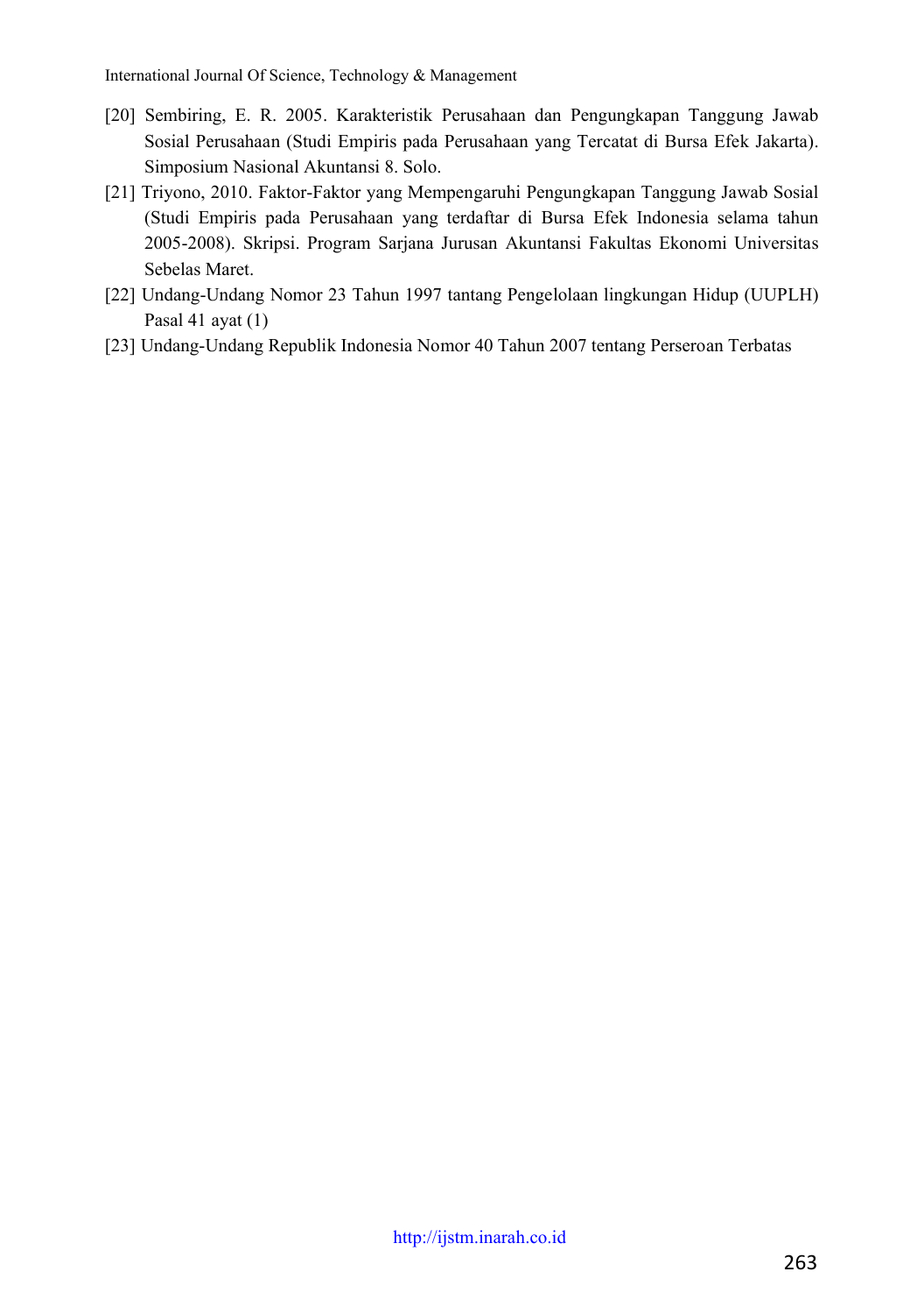[20] Sembiring, E. R. 2005. Karakteristik Perusahaan dan Pengungkapan Tanggung Jawab Sosial Perusahaan (Studi Empiris pada Perusahaan yang Tercatat di Bursa Efek Jakarta). Simposium Nasional Akuntansi 8. Solo.

[21] Triyono, 2010. Faktor-Faktor yang Mempengaruhi Pengungkapan Tanggung Jawab Sosial (Studi Empiris pada Perusahaan yang terdaftar di Bursa Efek Indonesia selama tahun 2005-2008). Skripsi. Program Sarjana Jurusan Akuntansi Fakultas Ekonomi Universitas Sebelas Maret.

[22] Undang-Undang Nomor 23 Tahun 1997 tantang Pengelolaan lingkungan Hidup (UUPLH) Pasal 41 ayat (1)

[23] Undang-Undang Republik Indonesia Nomor 40 Tahun 2007 tentang Perseroan Terbatas